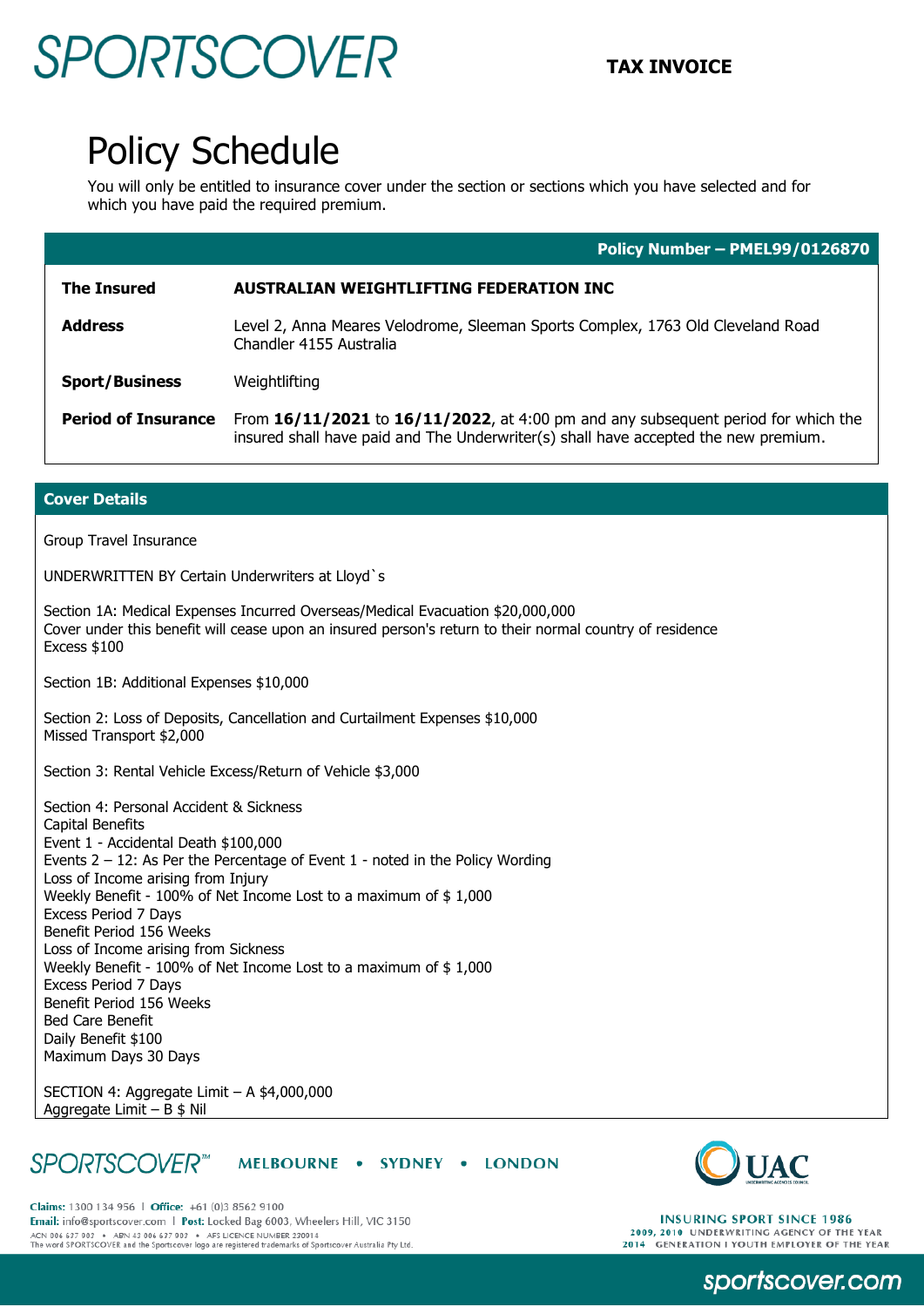SPORTSCOVER

**TAX INVOICE**

# Policy Schedule

You will only be entitled to insurance cover under the section or sections which you have selected and for which you have paid the required premium.

**Policy Number – PMEL99/0126870**

| | |
|---|---|
| **The Insured** | **AUSTRALIAN WEIGHTLIFTING FEDERATION INC** |
| **Address** | Level 2, Anna Meares Velodrome, Sleeman Sports Complex, 1763 Old Cleveland Road Chandler 4155 Australia |
| **Sport/Business** | Weightlifting |
| **Period of Insurance** | From **16/11/2021** to **16/11/2022**, at 4:00 pm and any subsequent period for which the insured shall have paid and The Underwriter(s) shall have accepted the new premium. |

## Cover Details

Group Travel Insurance

UNDERWRITTEN BY Certain Underwriters at Lloyd`s

Section 1A: Medical Expenses Incurred Overseas/Medical Evacuation $20,000,000
Cover under this benefit will cease upon an insured person's return to their normal country of residence
Excess $100

Section 1B: Additional Expenses $10,000

Section 2: Loss of Deposits, Cancellation and Curtailment Expenses $10,000
Missed Transport $2,000

Section 3: Rental Vehicle Excess/Return of Vehicle $3,000

Section 4: Personal Accident & Sickness
Capital Benefits
Event 1 - Accidental Death $100,000
Events 2 – 12: As Per the Percentage of Event 1 - noted in the Policy Wording
Loss of Income arising from Injury
Weekly Benefit - 100% of Net Income Lost to a maximum of $ 1,000
Excess Period 7 Days
Benefit Period 156 Weeks
Loss of Income arising from Sickness
Weekly Benefit - 100% of Net Income Lost to a maximum of $ 1,000
Excess Period 7 Days
Benefit Period 156 Weeks
Bed Care Benefit
Daily Benefit $100
Maximum Days 30 Days

SECTION 4: Aggregate Limit – A $4,000,000
Aggregate Limit – B $ Nil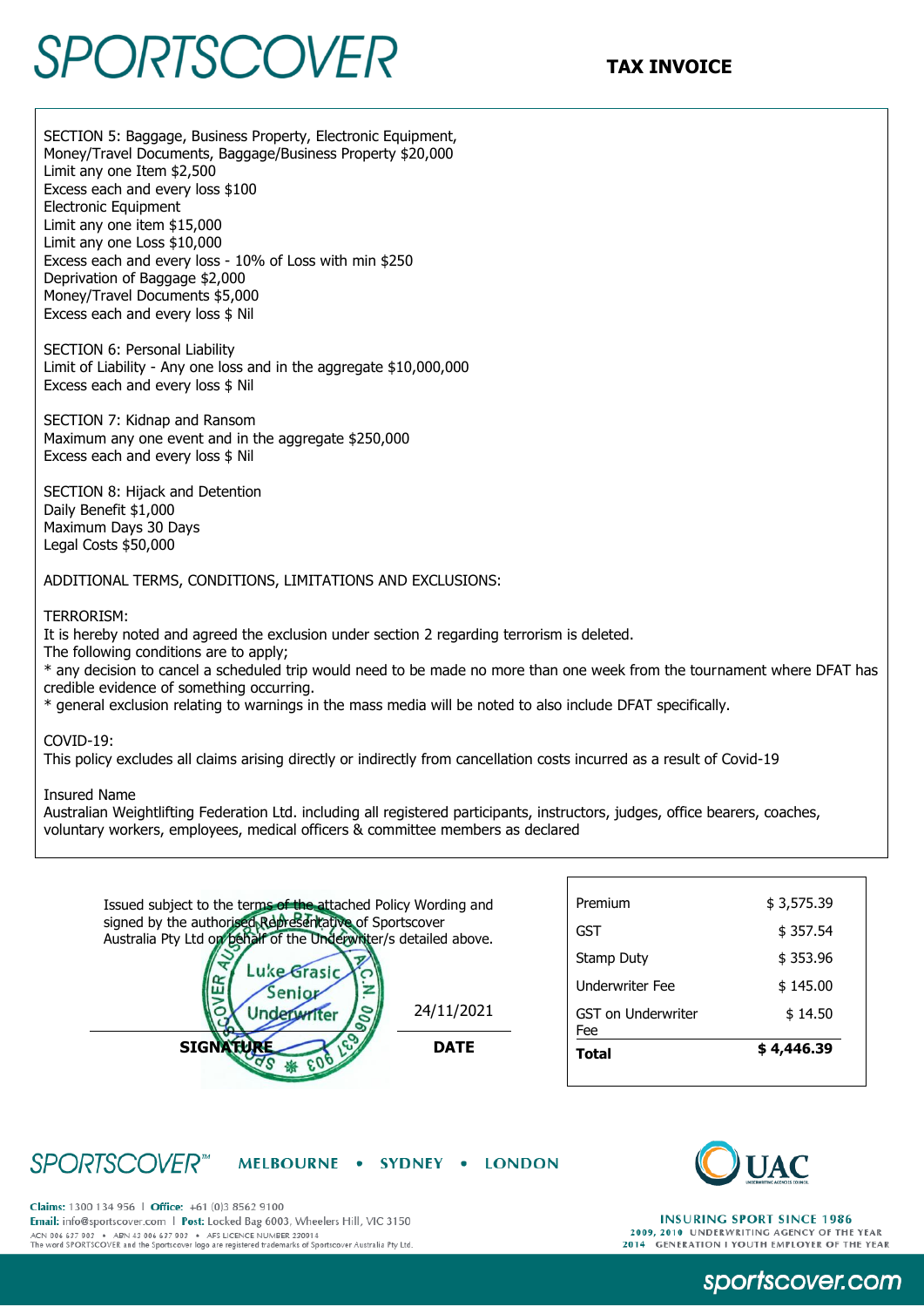# SPORTSCOVER

**TAX INVOICE**

SECTION 5: Baggage, Business Property, Electronic Equipment, Money/Travel Documents, Baggage/Business Property $20,000
Limit any one Item $2,500
Excess each and every loss $100
Electronic Equipment
Limit any one item $15,000
Limit any one Loss $10,000
Excess each and every loss - 10% of Loss with min $250
Deprivation of Baggage $2,000
Money/Travel Documents $5,000
Excess each and every loss $ Nil

SECTION 6: Personal Liability
Limit of Liability - Any one loss and in the aggregate $10,000,000
Excess each and every loss $ Nil

SECTION 7: Kidnap and Ransom
Maximum any one event and in the aggregate $250,000
Excess each and every loss $ Nil

SECTION 8: Hijack and Detention
Daily Benefit $1,000
Maximum Days 30 Days
Legal Costs $50,000

ADDITIONAL TERMS, CONDITIONS, LIMITATIONS AND EXCLUSIONS:

TERRORISM:
It is hereby noted and agreed the exclusion under section 2 regarding terrorism is deleted.
The following conditions are to apply;
* any decision to cancel a scheduled trip would need to be made no more than one week from the tournament where DFAT has credible evidence of something occurring.
* general exclusion relating to warnings in the mass media will be noted to also include DFAT specifically.

COVID-19:
This policy excludes all claims arising directly or indirectly from cancellation costs incurred as a result of Covid-19

Insured Name
Australian Weightlifting Federation Ltd. including all registered participants, instructors, judges, office bearers, coaches, voluntary workers, employees, medical officers & committee members as declared

Issued subject to the terms of the attached Policy Wording and signed by the authorised Representative of Sportscover Australia Pty Ltd on behalf of the Underwriter/s detailed above.

Luke Grasic
Senior Underwriter

**SIGNATURE** 24/11/2021 **DATE**

| | |
|---|---|
| Premium | $ 3,575.39 |
| GST | $ 357.54 |
| Stamp Duty | $ 353.96 |
| Underwriter Fee | $ 145.00 |
| GST on Underwriter Fee | $ 14.50 |
| **Total** | **$ 4,446.39** |

SPORTSCOVER™ MELBOURNE • SYDNEY • LONDON

**Claims:** 1300 134 956 | **Office:** +61 (0)3 8562 9100
**Email:** info@sportscover.com | **Post:** Locked Bag 6003, Wheelers Hill, VIC 3150
ACN 006 637 903 • ABN 43 006 637 903 • AFS LICENCE NUMBER 230914
The word SPORTSCOVER and the Sportscover logo are registered trademarks of Sportscover Australia Pty Ltd.

UAC

INSURING SPORT SINCE 1986
2009, 2010 UNDERWRITING AGENCY OF THE YEAR
2014 GENERATION I YOUTH EMPLOYER OF THE YEAR

sportscover.com